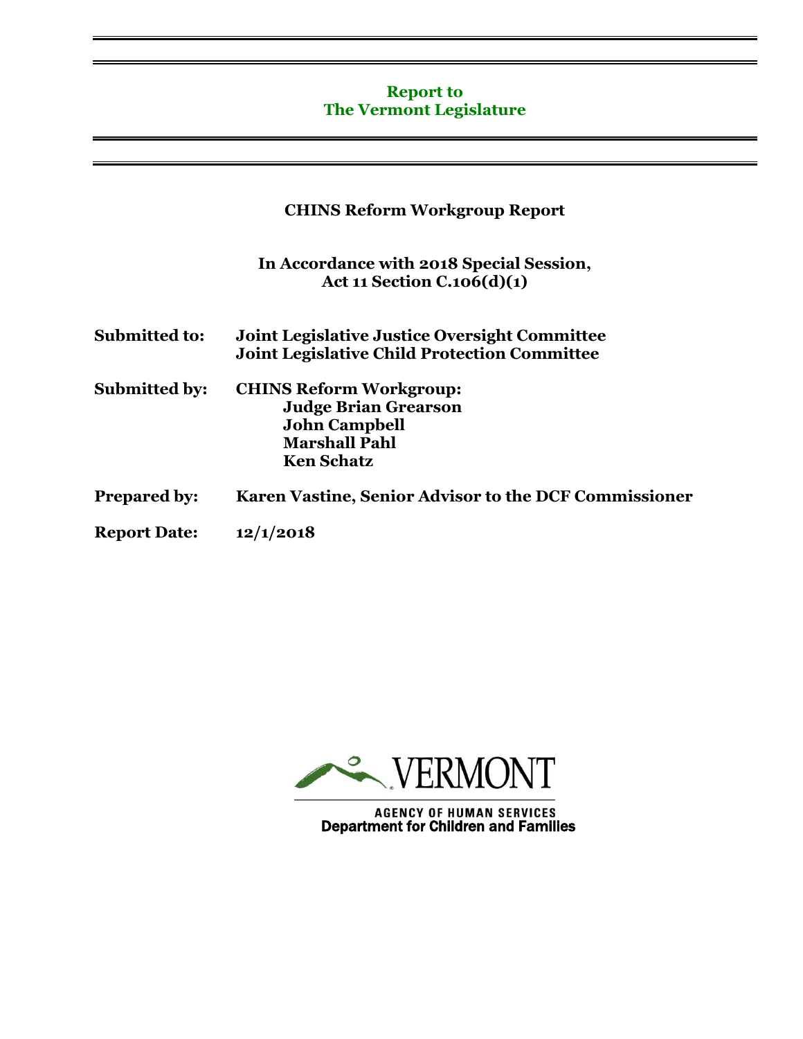# Report to
# The Vermont Legislature

## CHINS Reform Workgroup Report

**In Accordance with 2018 Special Session,
Act 11 Section C.106(d)(1)**

**Submitted to:** Joint Legislative Justice Oversight Committee
Joint Legislative Child Protection Committee

**Submitted by:** CHINS Reform Workgroup:
Judge Brian Grearson
John Campbell
Marshall Pahl
Ken Schatz

**Prepared by:** Karen Vastine, Senior Advisor to the DCF Commissioner

**Report Date:** 12/1/2018

VERMONT
AGENCY OF HUMAN SERVICES
Department for Children and Families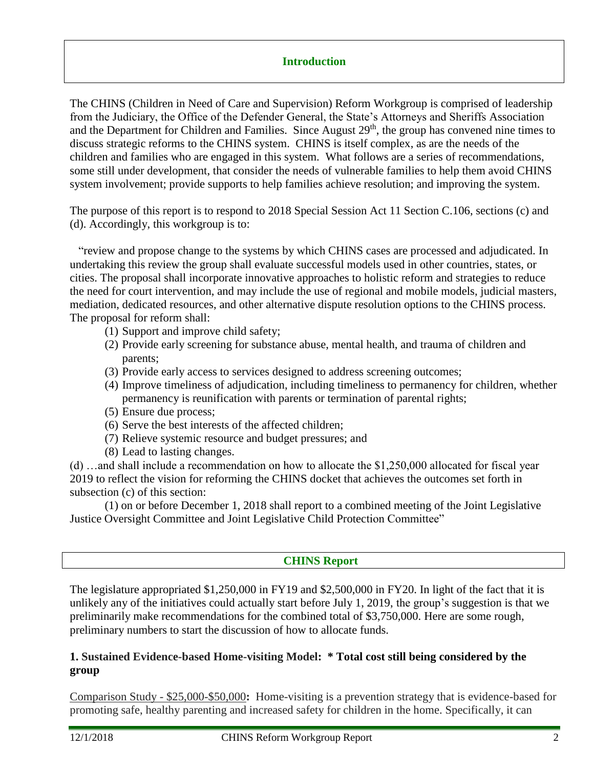## Introduction

The CHINS (Children in Need of Care and Supervision) Reform Workgroup is comprised of leadership from the Judiciary, the Office of the Defender General, the State's Attorneys and Sheriffs Association and the Department for Children and Families. Since August 29th, the group has convened nine times to discuss strategic reforms to the CHINS system. CHINS is itself complex, as are the needs of the children and families who are engaged in this system. What follows are a series of recommendations, some still under development, that consider the needs of vulnerable families to help them avoid CHINS system involvement; provide supports to help families achieve resolution; and improving the system.

The purpose of this report is to respond to 2018 Special Session Act 11 Section C.106, sections (c) and (d). Accordingly, this workgroup is to:

"review and propose change to the systems by which CHINS cases are processed and adjudicated. In undertaking this review the group shall evaluate successful models used in other countries, states, or cities. The proposal shall incorporate innovative approaches to holistic reform and strategies to reduce the need for court intervention, and may include the use of regional and mobile models, judicial masters, mediation, dedicated resources, and other alternative dispute resolution options to the CHINS process. The proposal for reform shall:

1. Support and improve child safety;
2. Provide early screening for substance abuse, mental health, and trauma of children and parents;
3. Provide early access to services designed to address screening outcomes;
4. Improve timeliness of adjudication, including timeliness to permanency for children, whether permanency is reunification with parents or termination of parental rights;
5. Ensure due process;
6. Serve the best interests of the affected children;
7. Relieve systemic resource and budget pressures; and
8. Lead to lasting changes.

(d) …and shall include a recommendation on how to allocate the $1,250,000 allocated for fiscal year 2019 to reflect the vision for reforming the CHINS docket that achieves the outcomes set forth in subsection (c) of this section:

(1) on or before December 1, 2018 shall report to a combined meeting of the Joint Legislative Justice Oversight Committee and Joint Legislative Child Protection Committee"

## CHINS Report

The legislature appropriated $1,250,000 in FY19 and $2,500,000 in FY20. In light of the fact that it is unlikely any of the initiatives could actually start before July 1, 2019, the group's suggestion is that we preliminarily make recommendations for the combined total of $3,750,000. Here are some rough, preliminary numbers to start the discussion of how to allocate funds.

### 1. Sustained Evidence-based Home-visiting Model: * Total cost still being considered by the group

Comparison Study - $25,000-$50,000: Home-visiting is a prevention strategy that is evidence-based for promoting safe, healthy parenting and increased safety for children in the home. Specifically, it can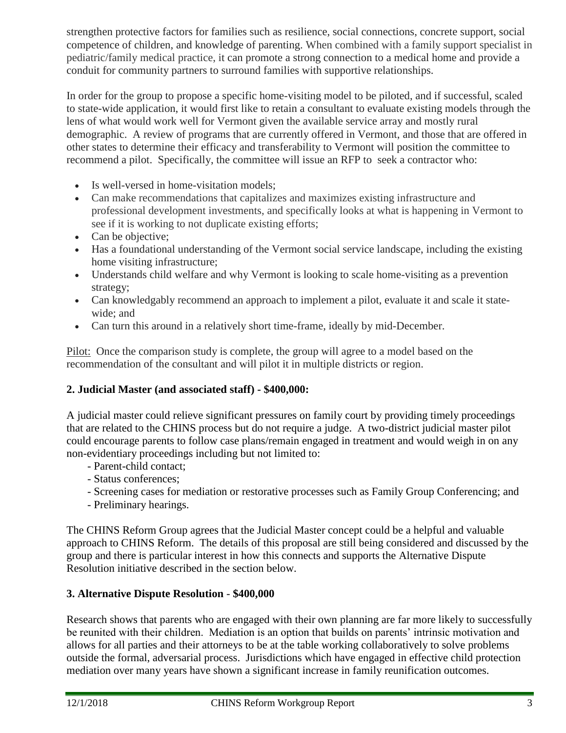strengthen protective factors for families such as resilience, social connections, concrete support, social competence of children, and knowledge of parenting. When combined with a family support specialist in pediatric/family medical practice, it can promote a strong connection to a medical home and provide a conduit for community partners to surround families with supportive relationships.

In order for the group to propose a specific home-visiting model to be piloted, and if successful, scaled to state-wide application, it would first like to retain a consultant to evaluate existing models through the lens of what would work well for Vermont given the available service array and mostly rural demographic. A review of programs that are currently offered in Vermont, and those that are offered in other states to determine their efficacy and transferability to Vermont will position the committee to recommend a pilot. Specifically, the committee will issue an RFP to seek a contractor who:

- Is well-versed in home-visitation models;
- Can make recommendations that capitalizes and maximizes existing infrastructure and professional development investments, and specifically looks at what is happening in Vermont to see if it is working to not duplicate existing efforts;
- Can be objective;
- Has a foundational understanding of the Vermont social service landscape, including the existing home visiting infrastructure;
- Understands child welfare and why Vermont is looking to scale home-visiting as a prevention strategy;
- Can knowledgably recommend an approach to implement a pilot, evaluate it and scale it state-wide; and
- Can turn this around in a relatively short time-frame, ideally by mid-December.

Pilot: Once the comparison study is complete, the group will agree to a model based on the recommendation of the consultant and will pilot it in multiple districts or region.

**2. Judicial Master (and associated staff) - $400,000:**

A judicial master could relieve significant pressures on family court by providing timely proceedings that are related to the CHINS process but do not require a judge. A two-district judicial master pilot could encourage parents to follow case plans/remain engaged in treatment and would weigh in on any non-evidentiary proceedings including but not limited to:

- Parent-child contact;
- Status conferences;
- Screening cases for mediation or restorative processes such as Family Group Conferencing; and
- Preliminary hearings.

The CHINS Reform Group agrees that the Judicial Master concept could be a helpful and valuable approach to CHINS Reform. The details of this proposal are still being considered and discussed by the group and there is particular interest in how this connects and supports the Alternative Dispute Resolution initiative described in the section below.

**3. Alternative Dispute Resolution - $400,000**

Research shows that parents who are engaged with their own planning are far more likely to successfully be reunited with their children. Mediation is an option that builds on parents' intrinsic motivation and allows for all parties and their attorneys to be at the table working collaboratively to solve problems outside the formal, adversarial process. Jurisdictions which have engaged in effective child protection mediation over many years have shown a significant increase in family reunification outcomes.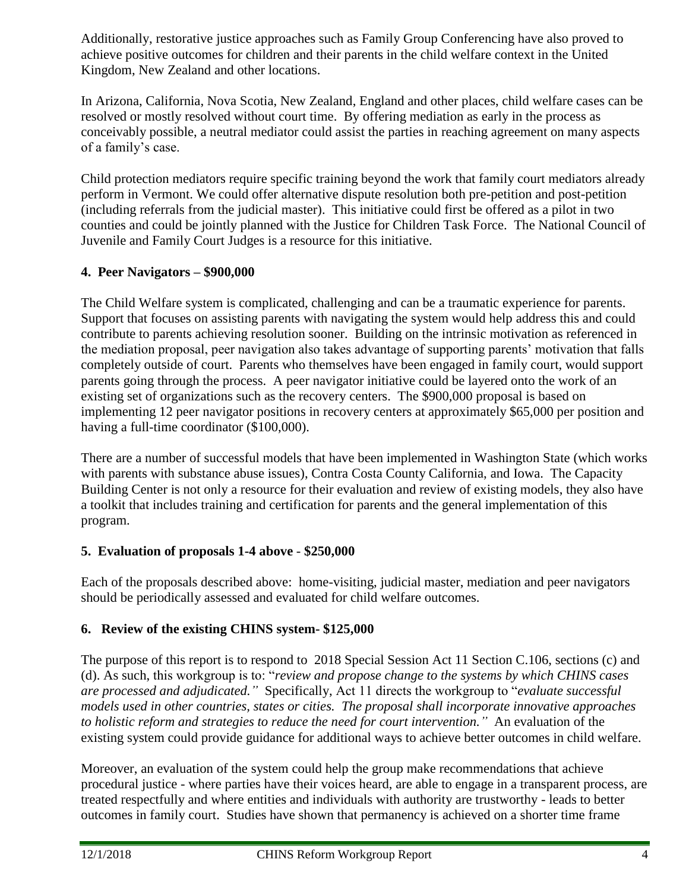Additionally, restorative justice approaches such as Family Group Conferencing have also proved to achieve positive outcomes for children and their parents in the child welfare context in the United Kingdom, New Zealand and other locations.

In Arizona, California, Nova Scotia, New Zealand, England and other places, child welfare cases can be resolved or mostly resolved without court time. By offering mediation as early in the process as conceivably possible, a neutral mediator could assist the parties in reaching agreement on many aspects of a family's case.

Child protection mediators require specific training beyond the work that family court mediators already perform in Vermont. We could offer alternative dispute resolution both pre-petition and post-petition (including referrals from the judicial master). This initiative could first be offered as a pilot in two counties and could be jointly planned with the Justice for Children Task Force. The National Council of Juvenile and Family Court Judges is a resource for this initiative.

### 4. Peer Navigators – $900,000

The Child Welfare system is complicated, challenging and can be a traumatic experience for parents. Support that focuses on assisting parents with navigating the system would help address this and could contribute to parents achieving resolution sooner. Building on the intrinsic motivation as referenced in the mediation proposal, peer navigation also takes advantage of supporting parents' motivation that falls completely outside of court. Parents who themselves have been engaged in family court, would support parents going through the process. A peer navigator initiative could be layered onto the work of an existing set of organizations such as the recovery centers. The $900,000 proposal is based on implementing 12 peer navigator positions in recovery centers at approximately $65,000 per position and having a full-time coordinator ($100,000).

There are a number of successful models that have been implemented in Washington State (which works with parents with substance abuse issues), Contra Costa County California, and Iowa. The Capacity Building Center is not only a resource for their evaluation and review of existing models, they also have a toolkit that includes training and certification for parents and the general implementation of this program.

### 5. Evaluation of proposals 1-4 above - $250,000

Each of the proposals described above: home-visiting, judicial master, mediation and peer navigators should be periodically assessed and evaluated for child welfare outcomes.

### 6. Review of the existing CHINS system- $125,000

The purpose of this report is to respond to 2018 Special Session Act 11 Section C.106, sections (c) and (d). As such, this workgroup is to: "*review and propose change to the systems by which CHINS cases are processed and adjudicated.*" Specifically, Act 11 directs the workgroup to "*evaluate successful models used in other countries, states or cities. The proposal shall incorporate innovative approaches to holistic reform and strategies to reduce the need for court intervention.*" An evaluation of the existing system could provide guidance for additional ways to achieve better outcomes in child welfare.

Moreover, an evaluation of the system could help the group make recommendations that achieve procedural justice - where parties have their voices heard, are able to engage in a transparent process, are treated respectfully and where entities and individuals with authority are trustworthy - leads to better outcomes in family court. Studies have shown that permanency is achieved on a shorter time frame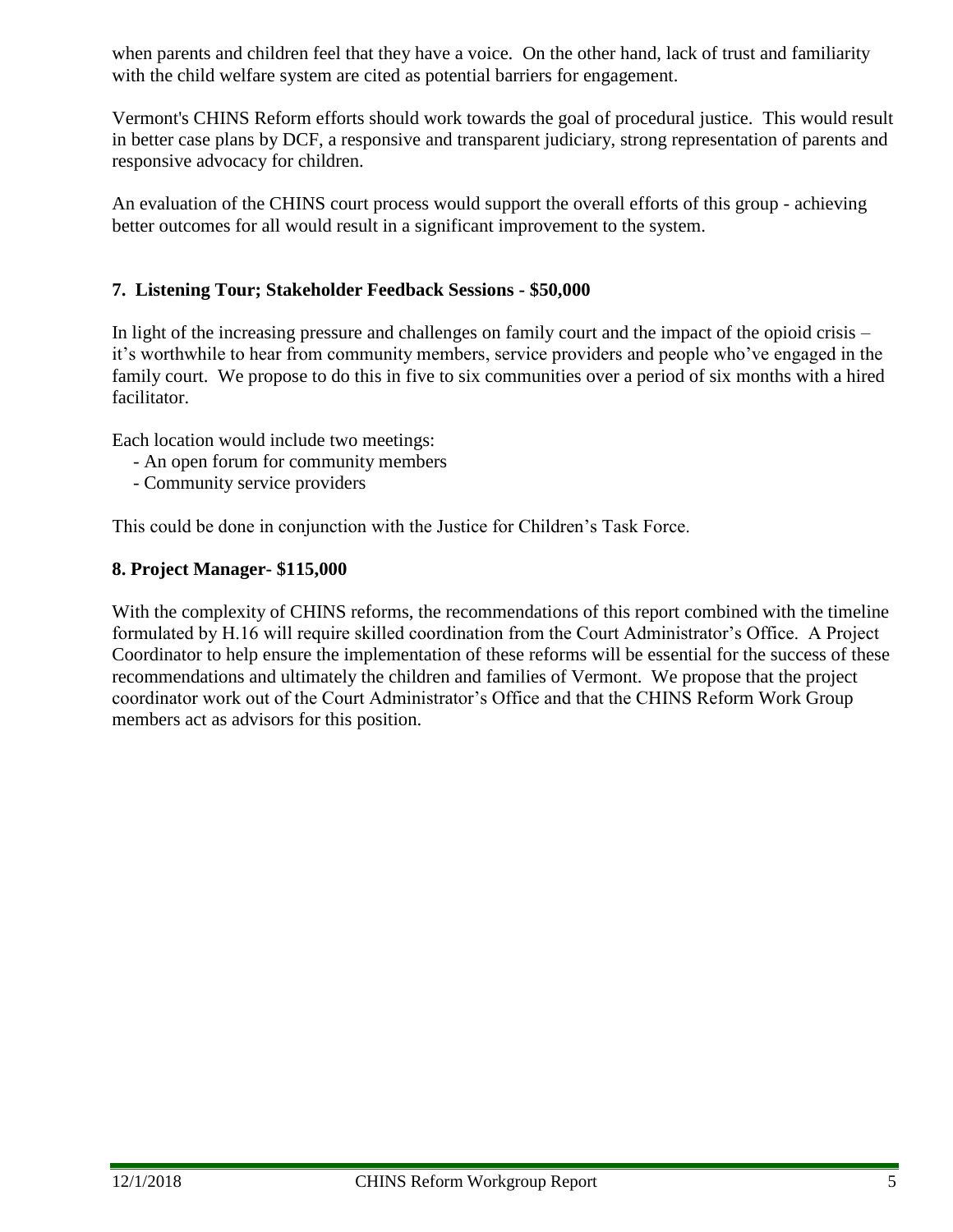when parents and children feel that they have a voice. On the other hand, lack of trust and familiarity with the child welfare system are cited as potential barriers for engagement.

Vermont's CHINS Reform efforts should work towards the goal of procedural justice. This would result in better case plans by DCF, a responsive and transparent judiciary, strong representation of parents and responsive advocacy for children.

An evaluation of the CHINS court process would support the overall efforts of this group - achieving better outcomes for all would result in a significant improvement to the system.

### 7. Listening Tour; Stakeholder Feedback Sessions - $50,000

In light of the increasing pressure and challenges on family court and the impact of the opioid crisis – it's worthwhile to hear from community members, service providers and people who've engaged in the family court. We propose to do this in five to six communities over a period of six months with a hired facilitator.

Each location would include two meetings:

- An open forum for community members
- Community service providers

This could be done in conjunction with the Justice for Children's Task Force.

### 8. Project Manager- $115,000

With the complexity of CHINS reforms, the recommendations of this report combined with the timeline formulated by H.16 will require skilled coordination from the Court Administrator's Office. A Project Coordinator to help ensure the implementation of these reforms will be essential for the success of these recommendations and ultimately the children and families of Vermont. We propose that the project coordinator work out of the Court Administrator's Office and that the CHINS Reform Work Group members act as advisors for this position.